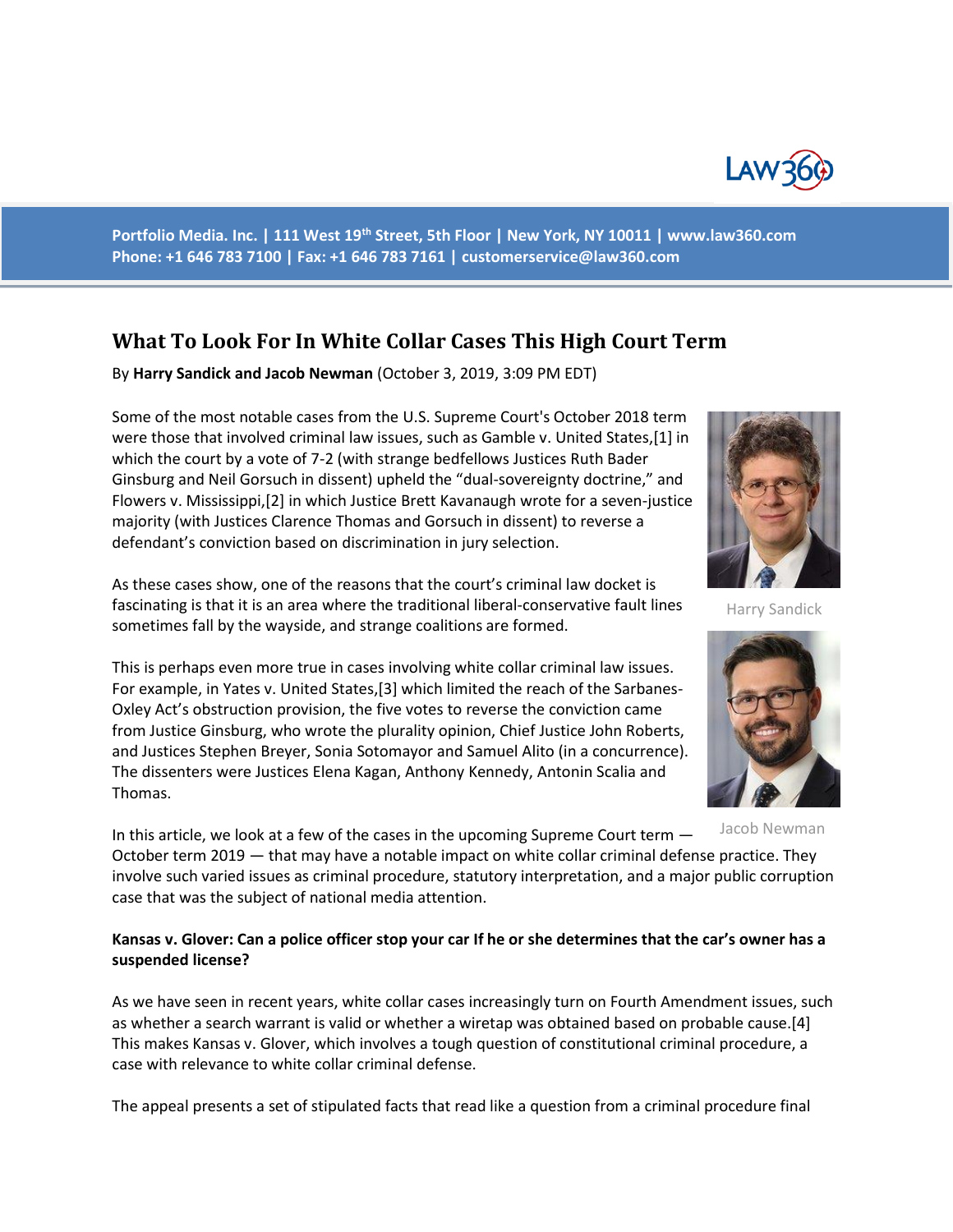Portfolio Media. Inc. | 111 West 19th Street, 5th Floor | New York, NY 10011 | www.law360.com
Phone: +1 646 783 7100 | Fax: +1 646 783 7161 | customerservice@law360.com

# What To Look For In White Collar Cases This High Court Term

By **Harry Sandick and Jacob Newman** (October 3, 2019, 3:09 PM EDT)

Some of the most notable cases from the U.S. Supreme Court's October 2018 term were those that involved criminal law issues, such as Gamble v. United States,[1] in which the court by a vote of 7-2 (with strange bedfellows Justices Ruth Bader Ginsburg and Neil Gorsuch in dissent) upheld the "dual-sovereignty doctrine," and Flowers v. Mississippi,[2] in which Justice Brett Kavanaugh wrote for a seven-justice majority (with Justices Clarence Thomas and Gorsuch in dissent) to reverse a defendant's conviction based on discrimination in jury selection.

Harry Sandick

As these cases show, one of the reasons that the court's criminal law docket is fascinating is that it is an area where the traditional liberal-conservative fault lines sometimes fall by the wayside, and strange coalitions are formed.

This is perhaps even more true in cases involving white collar criminal law issues. For example, in Yates v. United States,[3] which limited the reach of the Sarbanes-Oxley Act's obstruction provision, the five votes to reverse the conviction came from Justice Ginsburg, who wrote the plurality opinion, Chief Justice John Roberts, and Justices Stephen Breyer, Sonia Sotomayor and Samuel Alito (in a concurrence). The dissenters were Justices Elena Kagan, Anthony Kennedy, Antonin Scalia and Thomas.

Jacob Newman

In this article, we look at a few of the cases in the upcoming Supreme Court term — October term 2019 — that may have a notable impact on white collar criminal defense practice. They involve such varied issues as criminal procedure, statutory interpretation, and a major public corruption case that was the subject of national media attention.

**Kansas v. Glover: Can a police officer stop your car If he or she determines that the car's owner has a suspended license?**

As we have seen in recent years, white collar cases increasingly turn on Fourth Amendment issues, such as whether a search warrant is valid or whether a wiretap was obtained based on probable cause.[4] This makes Kansas v. Glover, which involves a tough question of constitutional criminal procedure, a case with relevance to white collar criminal defense.

The appeal presents a set of stipulated facts that read like a question from a criminal procedure final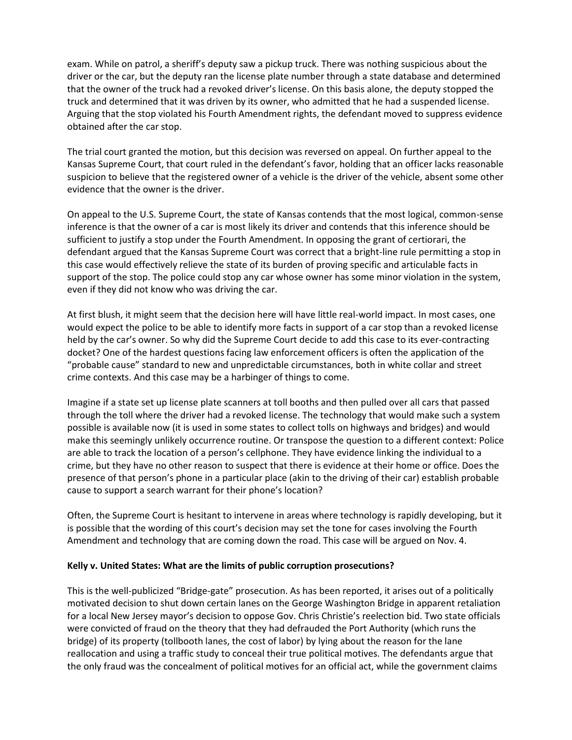exam. While on patrol, a sheriff's deputy saw a pickup truck. There was nothing suspicious about the driver or the car, but the deputy ran the license plate number through a state database and determined that the owner of the truck had a revoked driver's license. On this basis alone, the deputy stopped the truck and determined that it was driven by its owner, who admitted that he had a suspended license. Arguing that the stop violated his Fourth Amendment rights, the defendant moved to suppress evidence obtained after the car stop.

The trial court granted the motion, but this decision was reversed on appeal. On further appeal to the Kansas Supreme Court, that court ruled in the defendant's favor, holding that an officer lacks reasonable suspicion to believe that the registered owner of a vehicle is the driver of the vehicle, absent some other evidence that the owner is the driver.

On appeal to the U.S. Supreme Court, the state of Kansas contends that the most logical, common-sense inference is that the owner of a car is most likely its driver and contends that this inference should be sufficient to justify a stop under the Fourth Amendment. In opposing the grant of certiorari, the defendant argued that the Kansas Supreme Court was correct that a bright-line rule permitting a stop in this case would effectively relieve the state of its burden of proving specific and articulable facts in support of the stop. The police could stop any car whose owner has some minor violation in the system, even if they did not know who was driving the car.

At first blush, it might seem that the decision here will have little real-world impact. In most cases, one would expect the police to be able to identify more facts in support of a car stop than a revoked license held by the car's owner. So why did the Supreme Court decide to add this case to its ever-contracting docket? One of the hardest questions facing law enforcement officers is often the application of the "probable cause" standard to new and unpredictable circumstances, both in white collar and street crime contexts. And this case may be a harbinger of things to come.

Imagine if a state set up license plate scanners at toll booths and then pulled over all cars that passed through the toll where the driver had a revoked license. The technology that would make such a system possible is available now (it is used in some states to collect tolls on highways and bridges) and would make this seemingly unlikely occurrence routine. Or transpose the question to a different context: Police are able to track the location of a person's cellphone. They have evidence linking the individual to a crime, but they have no other reason to suspect that there is evidence at their home or office. Does the presence of that person's phone in a particular place (akin to the driving of their car) establish probable cause to support a search warrant for their phone's location?

Often, the Supreme Court is hesitant to intervene in areas where technology is rapidly developing, but it is possible that the wording of this court's decision may set the tone for cases involving the Fourth Amendment and technology that are coming down the road. This case will be argued on Nov. 4.

**Kelly v. United States: What are the limits of public corruption prosecutions?**

This is the well-publicized "Bridge-gate" prosecution. As has been reported, it arises out of a politically motivated decision to shut down certain lanes on the George Washington Bridge in apparent retaliation for a local New Jersey mayor's decision to oppose Gov. Chris Christie's reelection bid. Two state officials were convicted of fraud on the theory that they had defrauded the Port Authority (which runs the bridge) of its property (tollbooth lanes, the cost of labor) by lying about the reason for the lane reallocation and using a traffic study to conceal their true political motives. The defendants argue that the only fraud was the concealment of political motives for an official act, while the government claims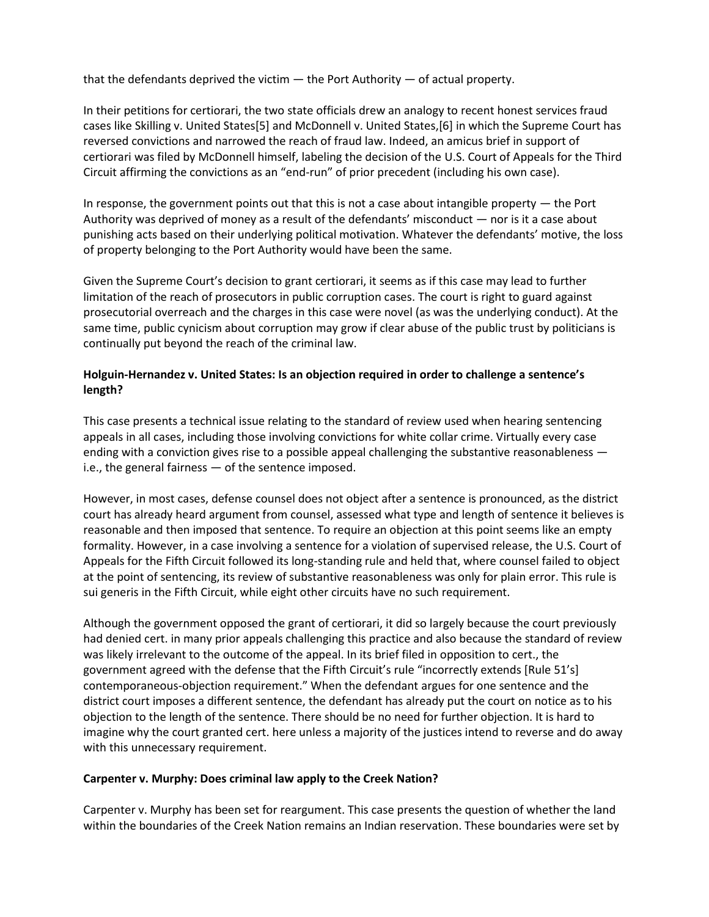that the defendants deprived the victim — the Port Authority — of actual property.

In their petitions for certiorari, the two state officials drew an analogy to recent honest services fraud cases like Skilling v. United States[5] and McDonnell v. United States,[6] in which the Supreme Court has reversed convictions and narrowed the reach of fraud law. Indeed, an amicus brief in support of certiorari was filed by McDonnell himself, labeling the decision of the U.S. Court of Appeals for the Third Circuit affirming the convictions as an "end-run" of prior precedent (including his own case).

In response, the government points out that this is not a case about intangible property — the Port Authority was deprived of money as a result of the defendants' misconduct — nor is it a case about punishing acts based on their underlying political motivation. Whatever the defendants' motive, the loss of property belonging to the Port Authority would have been the same.

Given the Supreme Court's decision to grant certiorari, it seems as if this case may lead to further limitation of the reach of prosecutors in public corruption cases. The court is right to guard against prosecutorial overreach and the charges in this case were novel (as was the underlying conduct). At the same time, public cynicism about corruption may grow if clear abuse of the public trust by politicians is continually put beyond the reach of the criminal law.

**Holguin-Hernandez v. United States: Is an objection required in order to challenge a sentence's length?**

This case presents a technical issue relating to the standard of review used when hearing sentencing appeals in all cases, including those involving convictions for white collar crime. Virtually every case ending with a conviction gives rise to a possible appeal challenging the substantive reasonableness — i.e., the general fairness — of the sentence imposed.

However, in most cases, defense counsel does not object after a sentence is pronounced, as the district court has already heard argument from counsel, assessed what type and length of sentence it believes is reasonable and then imposed that sentence. To require an objection at this point seems like an empty formality. However, in a case involving a sentence for a violation of supervised release, the U.S. Court of Appeals for the Fifth Circuit followed its long-standing rule and held that, where counsel failed to object at the point of sentencing, its review of substantive reasonableness was only for plain error. This rule is sui generis in the Fifth Circuit, while eight other circuits have no such requirement.

Although the government opposed the grant of certiorari, it did so largely because the court previously had denied cert. in many prior appeals challenging this practice and also because the standard of review was likely irrelevant to the outcome of the appeal. In its brief filed in opposition to cert., the government agreed with the defense that the Fifth Circuit's rule "incorrectly extends [Rule 51's] contemporaneous-objection requirement." When the defendant argues for one sentence and the district court imposes a different sentence, the defendant has already put the court on notice as to his objection to the length of the sentence. There should be no need for further objection. It is hard to imagine why the court granted cert. here unless a majority of the justices intend to reverse and do away with this unnecessary requirement.

**Carpenter v. Murphy: Does criminal law apply to the Creek Nation?**

Carpenter v. Murphy has been set for reargument. This case presents the question of whether the land within the boundaries of the Creek Nation remains an Indian reservation. These boundaries were set by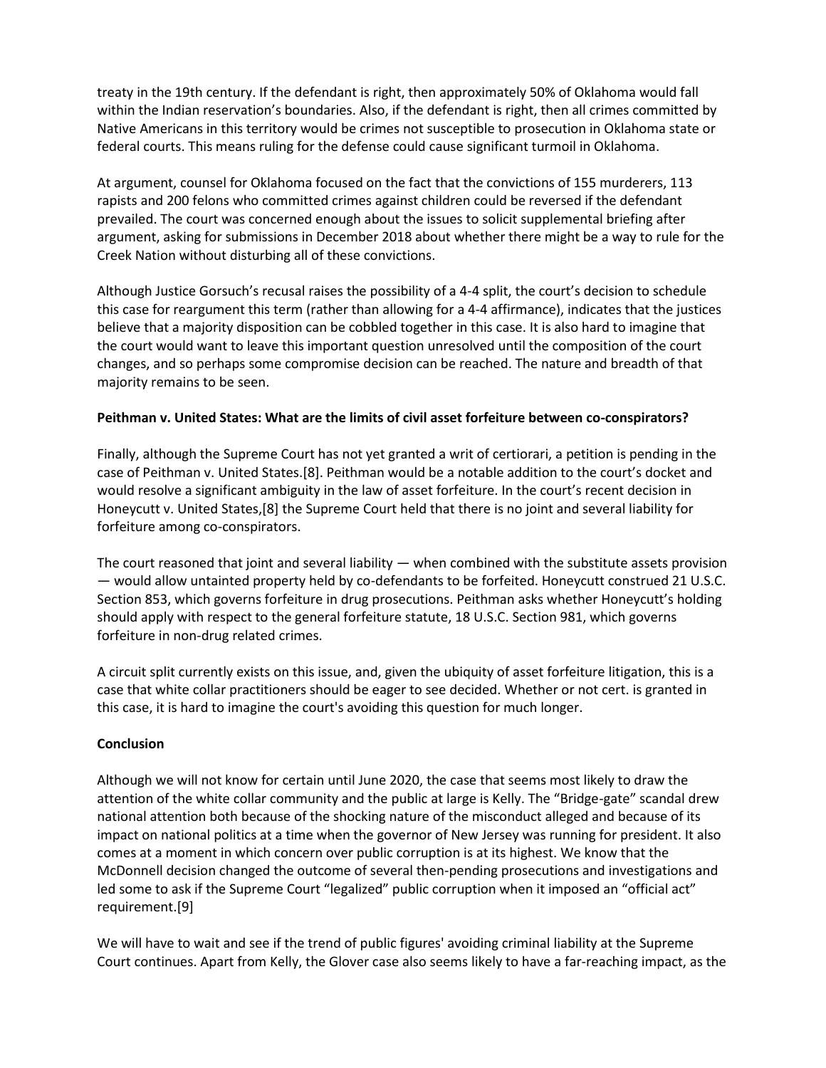treaty in the 19th century. If the defendant is right, then approximately 50% of Oklahoma would fall within the Indian reservation's boundaries. Also, if the defendant is right, then all crimes committed by Native Americans in this territory would be crimes not susceptible to prosecution in Oklahoma state or federal courts. This means ruling for the defense could cause significant turmoil in Oklahoma.

At argument, counsel for Oklahoma focused on the fact that the convictions of 155 murderers, 113 rapists and 200 felons who committed crimes against children could be reversed if the defendant prevailed. The court was concerned enough about the issues to solicit supplemental briefing after argument, asking for submissions in December 2018 about whether there might be a way to rule for the Creek Nation without disturbing all of these convictions.

Although Justice Gorsuch's recusal raises the possibility of a 4-4 split, the court's decision to schedule this case for reargument this term (rather than allowing for a 4-4 affirmance), indicates that the justices believe that a majority disposition can be cobbled together in this case. It is also hard to imagine that the court would want to leave this important question unresolved until the composition of the court changes, and so perhaps some compromise decision can be reached. The nature and breadth of that majority remains to be seen.

**Peithman v. United States: What are the limits of civil asset forfeiture between co-conspirators?**

Finally, although the Supreme Court has not yet granted a writ of certiorari, a petition is pending in the case of Peithman v. United States.[8]. Peithman would be a notable addition to the court's docket and would resolve a significant ambiguity in the law of asset forfeiture. In the court's recent decision in Honeycutt v. United States,[8] the Supreme Court held that there is no joint and several liability for forfeiture among co-conspirators.

The court reasoned that joint and several liability — when combined with the substitute assets provision — would allow untainted property held by co-defendants to be forfeited. Honeycutt construed 21 U.S.C. Section 853, which governs forfeiture in drug prosecutions. Peithman asks whether Honeycutt's holding should apply with respect to the general forfeiture statute, 18 U.S.C. Section 981, which governs forfeiture in non-drug related crimes.

A circuit split currently exists on this issue, and, given the ubiquity of asset forfeiture litigation, this is a case that white collar practitioners should be eager to see decided. Whether or not cert. is granted in this case, it is hard to imagine the court's avoiding this question for much longer.

**Conclusion**

Although we will not know for certain until June 2020, the case that seems most likely to draw the attention of the white collar community and the public at large is Kelly. The "Bridge-gate" scandal drew national attention both because of the shocking nature of the misconduct alleged and because of its impact on national politics at a time when the governor of New Jersey was running for president. It also comes at a moment in which concern over public corruption is at its highest. We know that the McDonnell decision changed the outcome of several then-pending prosecutions and investigations and led some to ask if the Supreme Court "legalized" public corruption when it imposed an "official act" requirement.[9]

We will have to wait and see if the trend of public figures' avoiding criminal liability at the Supreme Court continues. Apart from Kelly, the Glover case also seems likely to have a far-reaching impact, as the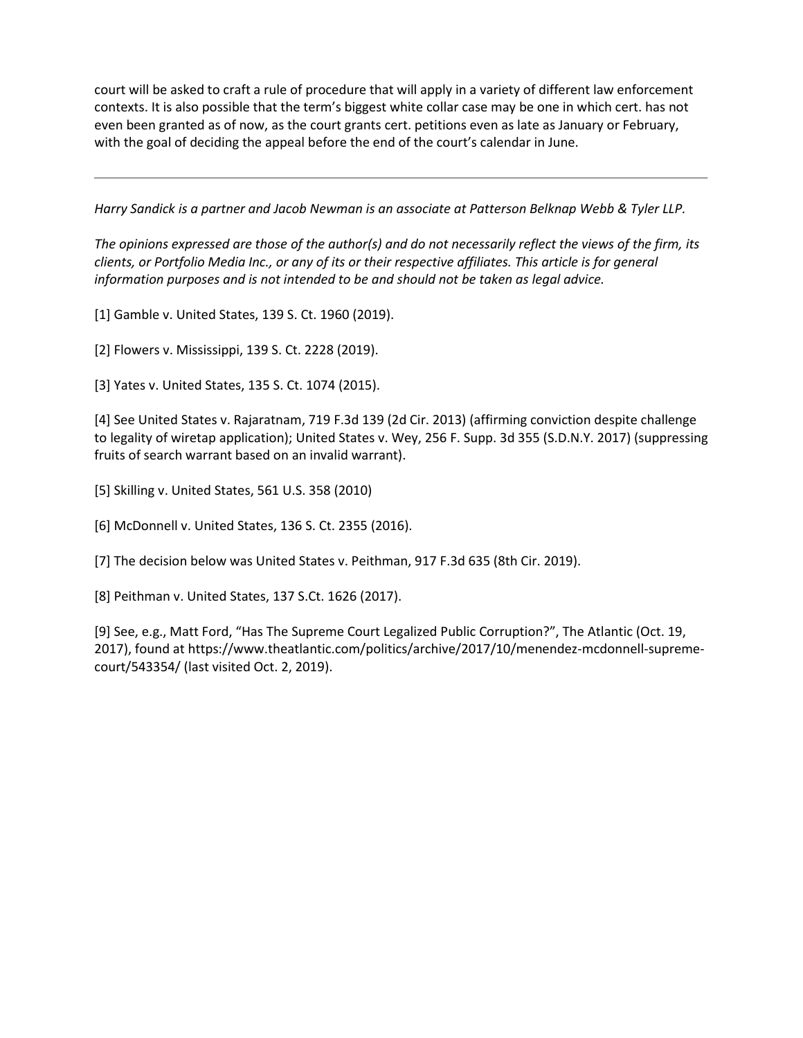court will be asked to craft a rule of procedure that will apply in a variety of different law enforcement contexts. It is also possible that the term's biggest white collar case may be one in which cert. has not even been granted as of now, as the court grants cert. petitions even as late as January or February, with the goal of deciding the appeal before the end of the court's calendar in June.

---

*Harry Sandick is a partner and Jacob Newman is an associate at Patterson Belknap Webb & Tyler LLP.*

*The opinions expressed are those of the author(s) and do not necessarily reflect the views of the firm, its clients, or Portfolio Media Inc., or any of its or their respective affiliates. This article is for general information purposes and is not intended to be and should not be taken as legal advice.*

[1] Gamble v. United States, 139 S. Ct. 1960 (2019).

[2] Flowers v. Mississippi, 139 S. Ct. 2228 (2019).

[3] Yates v. United States, 135 S. Ct. 1074 (2015).

[4] See United States v. Rajaratnam, 719 F.3d 139 (2d Cir. 2013) (affirming conviction despite challenge to legality of wiretap application); United States v. Wey, 256 F. Supp. 3d 355 (S.D.N.Y. 2017) (suppressing fruits of search warrant based on an invalid warrant).

[5] Skilling v. United States, 561 U.S. 358 (2010)

[6] McDonnell v. United States, 136 S. Ct. 2355 (2016).

[7] The decision below was United States v. Peithman, 917 F.3d 635 (8th Cir. 2019).

[8] Peithman v. United States, 137 S.Ct. 1626 (2017).

[9] See, e.g., Matt Ford, "Has The Supreme Court Legalized Public Corruption?", The Atlantic (Oct. 19, 2017), found at https://www.theatlantic.com/politics/archive/2017/10/menendez-mcdonnell-supreme-court/543354/ (last visited Oct. 2, 2019).